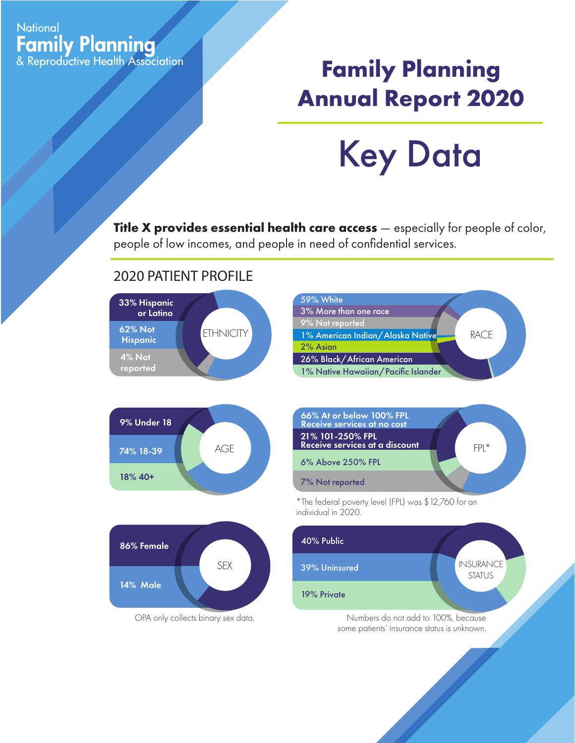National
**Family Planning**
& Reproductive Health Association

# Family Planning Annual Report 2020

# Key Data

**Title X provides essential health care access** — especially for people of color, people of low incomes, and people in need of confidential services.

## 2020 PATIENT PROFILE

### ETHNICITY

- 33% Hispanic or Latino
- 62% Not Hispanic
- 4% Not reported

### RACE

- 59% White
- 3% More than one race
- 9% Not reported
- 1% American Indian/Alaska Native
- 2% Asian
- 26% Black/African American
- 1% Native Hawaiian/Pacific Islander

### AGE

- 9% Under 18
- 74% 18-39
- 18% 40+

### FPL*

- 66% At or below 100% FPL — Receive services at no cost
- 21% 101-250% FPL — Receive services at a discount
- 6% Above 250% FPL
- 7% Not reported

*The federal poverty level (FPL) was $12,760 for an individual in 2020.

### SEX

- 86% Female
- 14% Male

OPA only collects binary sex data.

### INSURANCE STATUS

- 40% Public
- 39% Uninsured
- 19% Private

Numbers do not add to 100%, because some patients' insurance status is unknown.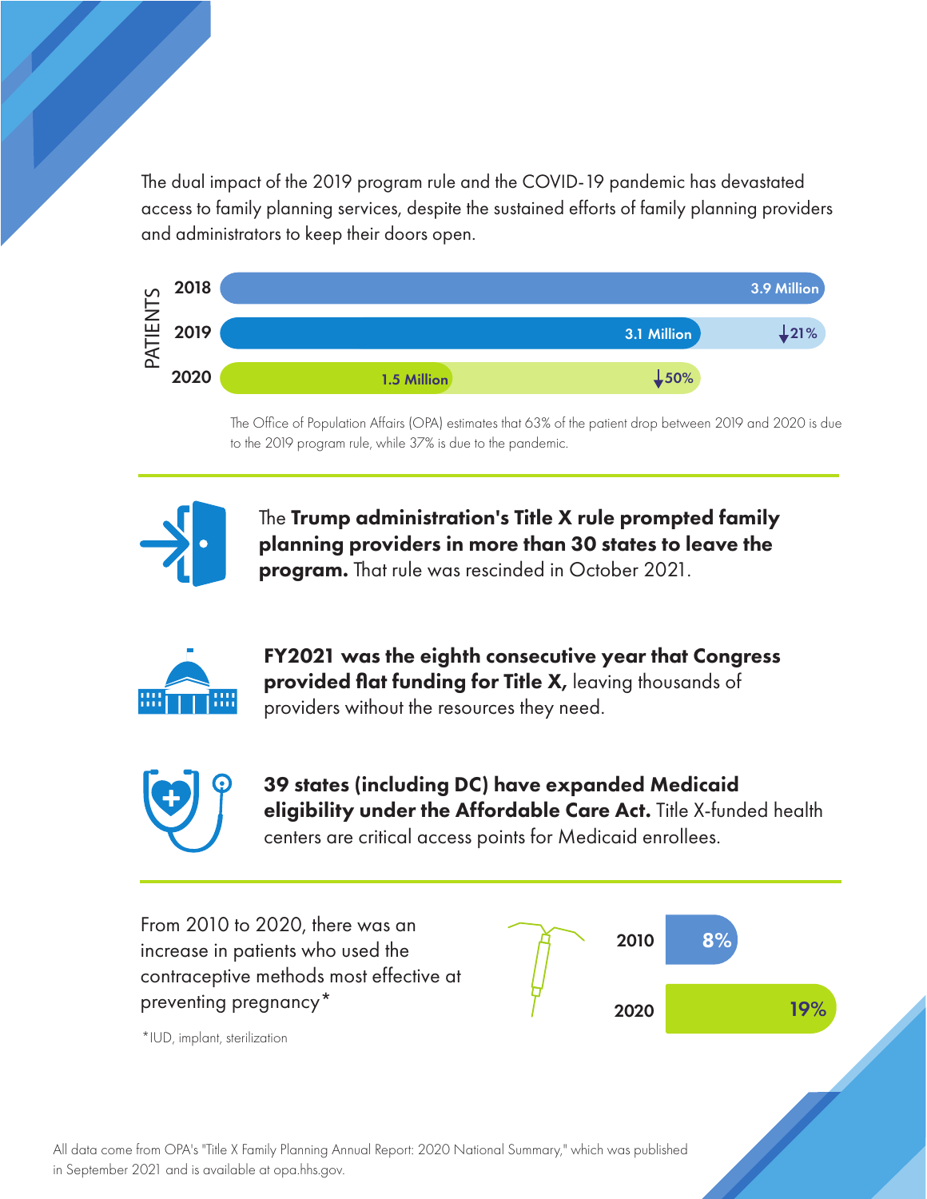The dual impact of the 2019 program rule and the COVID-19 pandemic has devastated access to family planning services, despite the sustained efforts of family planning providers and administrators to keep their doors open.

PATIENTS

2018 3.9 Million

2019 3.1 Million ↓21%

2020 1.5 Million ↓50%

The Office of Population Affairs (OPA) estimates that 63% of the patient drop between 2019 and 2020 is due to the 2019 program rule, while 37% is due to the pandemic.

The **Trump administration's Title X rule prompted family planning providers in more than 30 states to leave the program.** That rule was rescinded in October 2021.

**FY2021 was the eighth consecutive year that Congress provided flat funding for Title X,** leaving thousands of providers without the resources they need.

**39 states (including DC) have expanded Medicaid eligibility under the Affordable Care Act.** Title X-funded health centers are critical access points for Medicaid enrollees.

From 2010 to 2020, there was an increase in patients who used the contraceptive methods most effective at preventing pregnancy*

2010 8%

2020 19%

*IUD, implant, sterilization

All data come from OPA's "Title X Family Planning Annual Report: 2020 National Summary," which was published in September 2021 and is available at opa.hhs.gov.